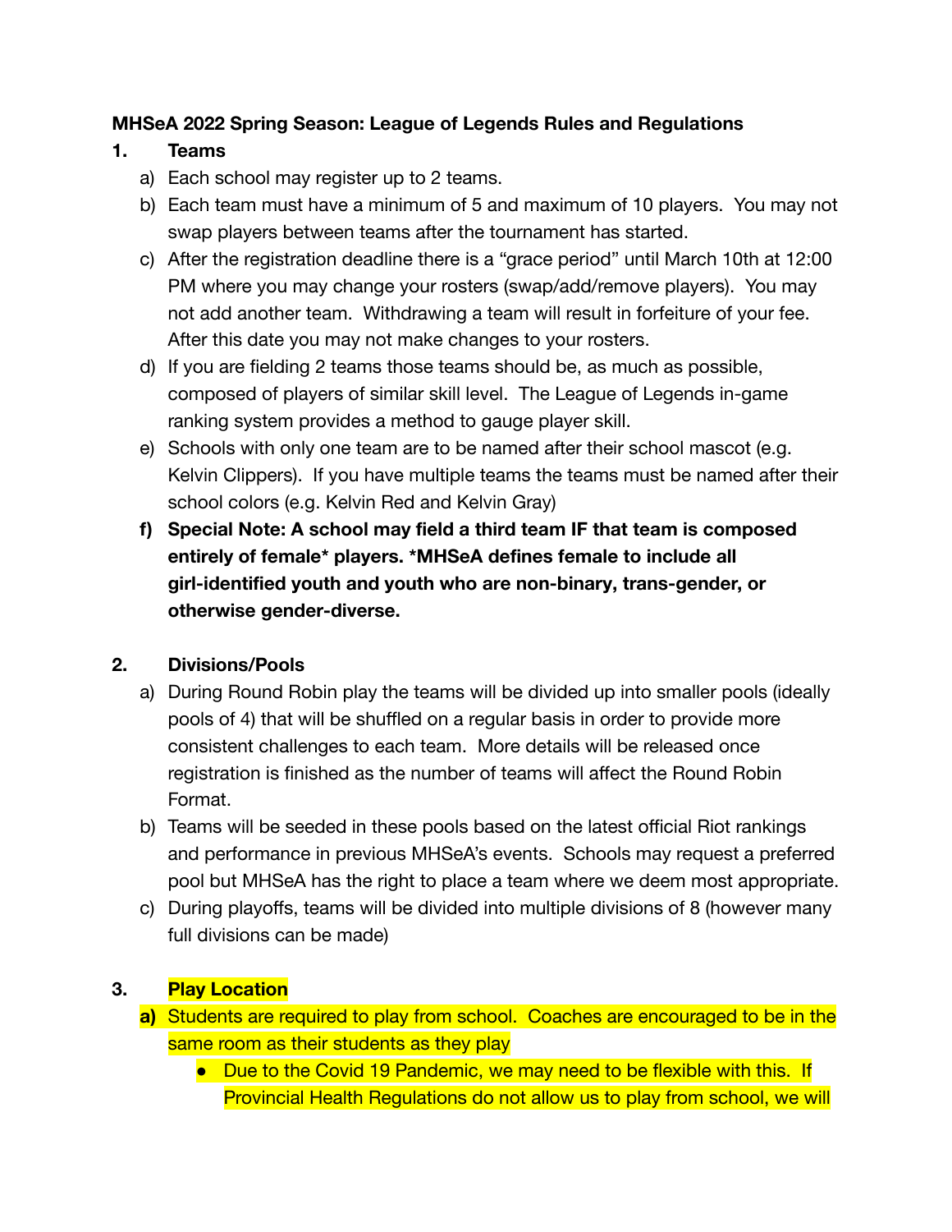**MHSeA 2022 Spring Season: League of Legends Rules and Regulations**

1. **Teams**
   a) Each school may register up to 2 teams.
   b) Each team must have a minimum of 5 and maximum of 10 players. You may not swap players between teams after the tournament has started.
   c) After the registration deadline there is a "grace period" until March 10th at 12:00 PM where you may change your rosters (swap/add/remove players). You may not add another team. Withdrawing a team will result in forfeiture of your fee. After this date you may not make changes to your rosters.
   d) If you are fielding 2 teams those teams should be, as much as possible, composed of players of similar skill level. The League of Legends in-game ranking system provides a method to gauge player skill.
   e) Schools with only one team are to be named after their school mascot (e.g. Kelvin Clippers). If you have multiple teams the teams must be named after their school colors (e.g. Kelvin Red and Kelvin Gray)
   **f) Special Note: A school may field a third team IF that team is composed entirely of female* players. *MHSeA defines female to include all girl-identified youth and youth who are non-binary, trans-gender, or otherwise gender-diverse.**

2. **Divisions/Pools**
   a) During Round Robin play the teams will be divided up into smaller pools (ideally pools of 4) that will be shuffled on a regular basis in order to provide more consistent challenges to each team. More details will be released once registration is finished as the number of teams will affect the Round Robin Format.
   b) Teams will be seeded in these pools based on the latest official Riot rankings and performance in previous MHSeA's events. Schools may request a preferred pool but MHSeA has the right to place a team where we deem most appropriate.
   c) During playoffs, teams will be divided into multiple divisions of 8 (however many full divisions can be made)

3. **Play Location**
   **a)** Students are required to play from school. Coaches are encouraged to be in the same room as their students as they play
      - Due to the Covid 19 Pandemic, we may need to be flexible with this. If Provincial Health Regulations do not allow us to play from school, we will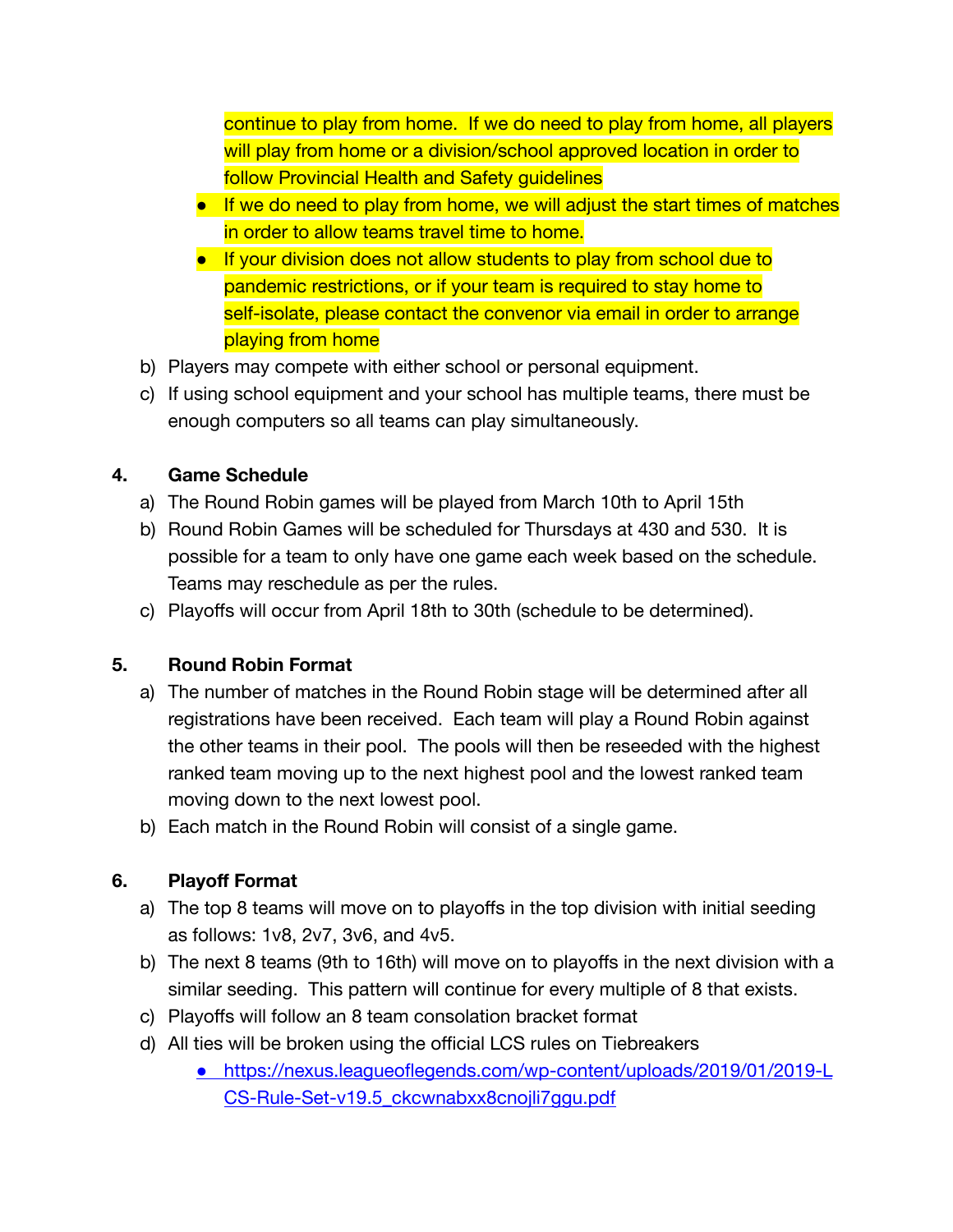continue to play from home. If we do need to play from home, all players will play from home or a division/school approved location in order to follow Provincial Health and Safety guidelines

- If we do need to play from home, we will adjust the start times of matches in order to allow teams travel time to home.
- If your division does not allow students to play from school due to pandemic restrictions, or if your team is required to stay home to self-isolate, please contact the convenor via email in order to arrange playing from home

b) Players may compete with either school or personal equipment.

c) If using school equipment and your school has multiple teams, there must be enough computers so all teams can play simultaneously.

**4. Game Schedule**

a) The Round Robin games will be played from March 10th to April 15th

b) Round Robin Games will be scheduled for Thursdays at 430 and 530. It is possible for a team to only have one game each week based on the schedule. Teams may reschedule as per the rules.

c) Playoffs will occur from April 18th to 30th (schedule to be determined).

**5. Round Robin Format**

a) The number of matches in the Round Robin stage will be determined after all registrations have been received. Each team will play a Round Robin against the other teams in their pool. The pools will then be reseeded with the highest ranked team moving up to the next highest pool and the lowest ranked team moving down to the next lowest pool.

b) Each match in the Round Robin will consist of a single game.

**6. Playoff Format**

a) The top 8 teams will move on to playoffs in the top division with initial seeding as follows: 1v8, 2v7, 3v6, and 4v5.

b) The next 8 teams (9th to 16th) will move on to playoffs in the next division with a similar seeding. This pattern will continue for every multiple of 8 that exists.

c) Playoffs will follow an 8 team consolation bracket format

d) All ties will be broken using the official LCS rules on Tiebreakers

- https://nexus.leagueoflegends.com/wp-content/uploads/2019/01/2019-LCS-Rule-Set-v19.5_ckcwnabxx8cnojli7ggu.pdf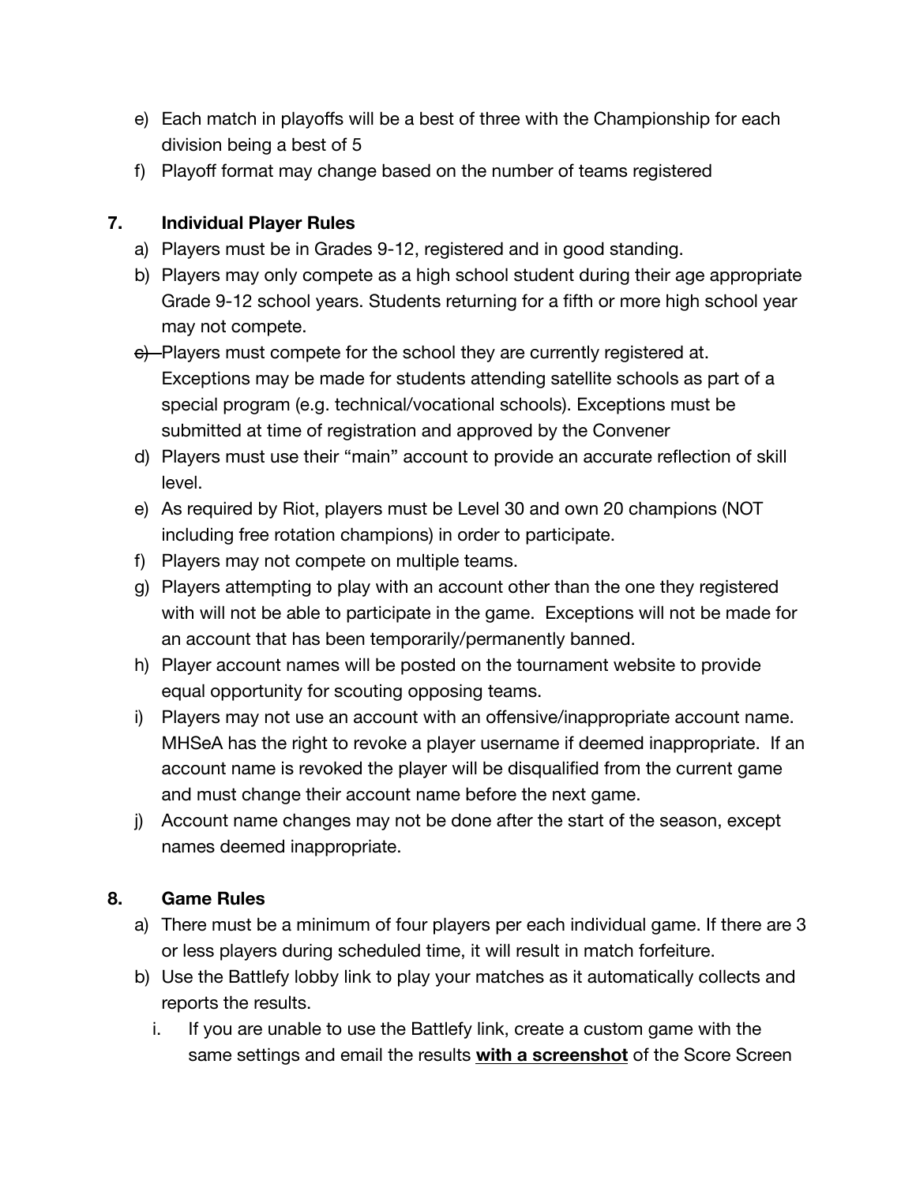e) Each match in playoffs will be a best of three with the Championship for each division being a best of 5
f) Playoff format may change based on the number of teams registered

## 7. Individual Player Rules

a) Players must be in Grades 9-12, registered and in good standing.
b) Players may only compete as a high school student during their age appropriate Grade 9-12 school years. Students returning for a fifth or more high school year may not compete.
~~c)~~ Players must compete for the school they are currently registered at. Exceptions may be made for students attending satellite schools as part of a special program (e.g. technical/vocational schools). Exceptions must be submitted at time of registration and approved by the Convener
d) Players must use their "main" account to provide an accurate reflection of skill level.
e) As required by Riot, players must be Level 30 and own 20 champions (NOT including free rotation champions) in order to participate.
f) Players may not compete on multiple teams.
g) Players attempting to play with an account other than the one they registered with will not be able to participate in the game. Exceptions will not be made for an account that has been temporarily/permanently banned.
h) Player account names will be posted on the tournament website to provide equal opportunity for scouting opposing teams.
i) Players may not use an account with an offensive/inappropriate account name. MHSeA has the right to revoke a player username if deemed inappropriate. If an account name is revoked the player will be disqualified from the current game and must change their account name before the next game.
j) Account name changes may not be done after the start of the season, except names deemed inappropriate.

## 8. Game Rules

a) There must be a minimum of four players per each individual game. If there are 3 or less players during scheduled time, it will result in match forfeiture.
b) Use the Battlefy lobby link to play your matches as it automatically collects and reports the results.
   i. If you are unable to use the Battlefy link, create a custom game with the same settings and email the results **<u>with a screenshot</u>** of the Score Screen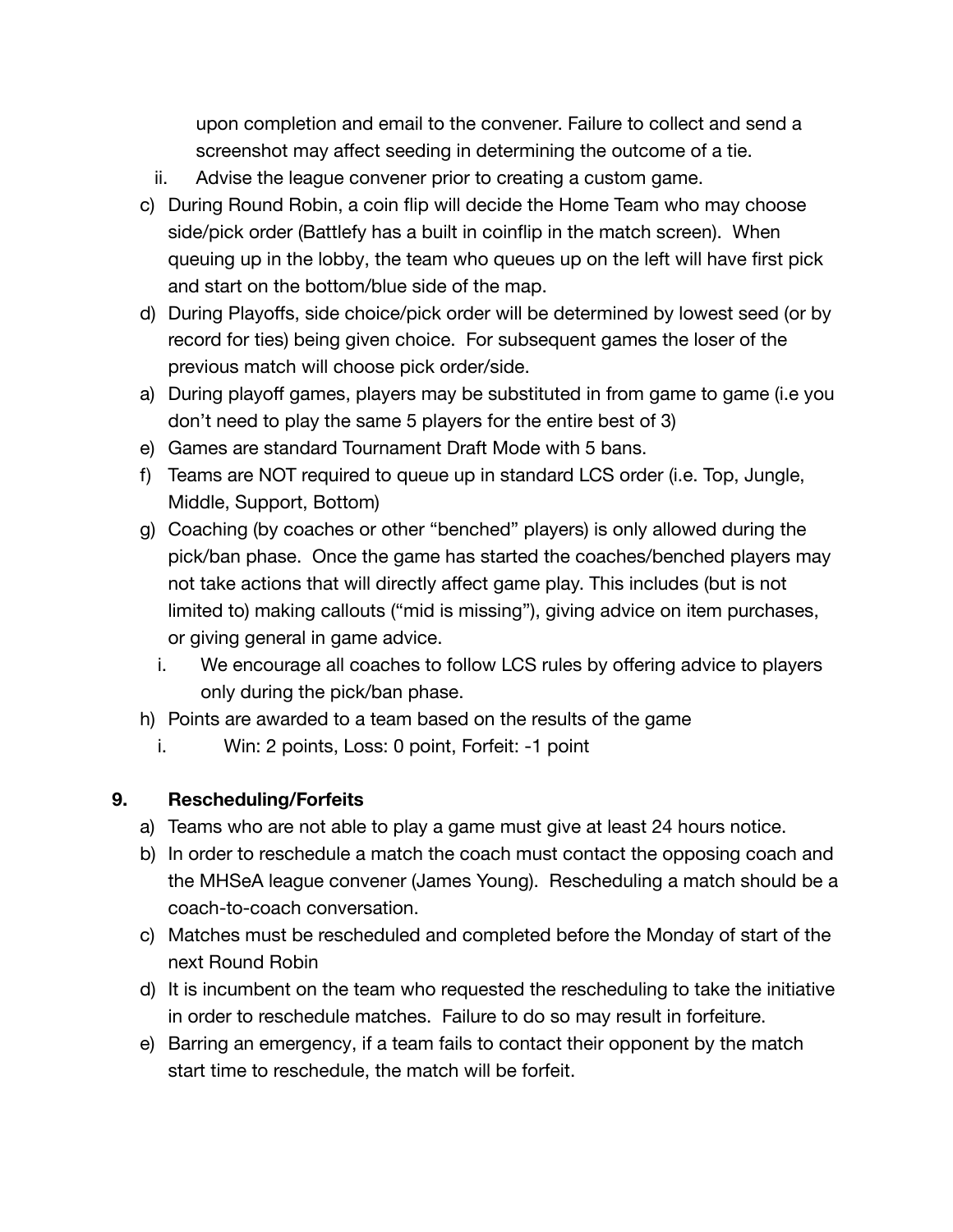upon completion and email to the convener. Failure to collect and send a screenshot may affect seeding in determining the outcome of a tie.

   ii. Advise the league convener prior to creating a custom game.

c) During Round Robin, a coin flip will decide the Home Team who may choose side/pick order (Battlefy has a built in coinflip in the match screen). When queuing up in the lobby, the team who queues up on the left will have first pick and start on the bottom/blue side of the map.

d) During Playoffs, side choice/pick order will be determined by lowest seed (or by record for ties) being given choice. For subsequent games the loser of the previous match will choose pick order/side.

a) During playoff games, players may be substituted in from game to game (i.e you don't need to play the same 5 players for the entire best of 3)

e) Games are standard Tournament Draft Mode with 5 bans.

f) Teams are NOT required to queue up in standard LCS order (i.e. Top, Jungle, Middle, Support, Bottom)

g) Coaching (by coaches or other "benched" players) is only allowed during the pick/ban phase. Once the game has started the coaches/benched players may not take actions that will directly affect game play. This includes (but is not limited to) making callouts ("mid is missing"), giving advice on item purchases, or giving general in game advice.

   i. We encourage all coaches to follow LCS rules by offering advice to players only during the pick/ban phase.

h) Points are awarded to a team based on the results of the game

   i. Win: 2 points, Loss: 0 point, Forfeit: -1 point

## 9. Rescheduling/Forfeits

a) Teams who are not able to play a game must give at least 24 hours notice.

b) In order to reschedule a match the coach must contact the opposing coach and the MHSeA league convener (James Young). Rescheduling a match should be a coach-to-coach conversation.

c) Matches must be rescheduled and completed before the Monday of start of the next Round Robin

d) It is incumbent on the team who requested the rescheduling to take the initiative in order to reschedule matches. Failure to do so may result in forfeiture.

e) Barring an emergency, if a team fails to contact their opponent by the match start time to reschedule, the match will be forfeit.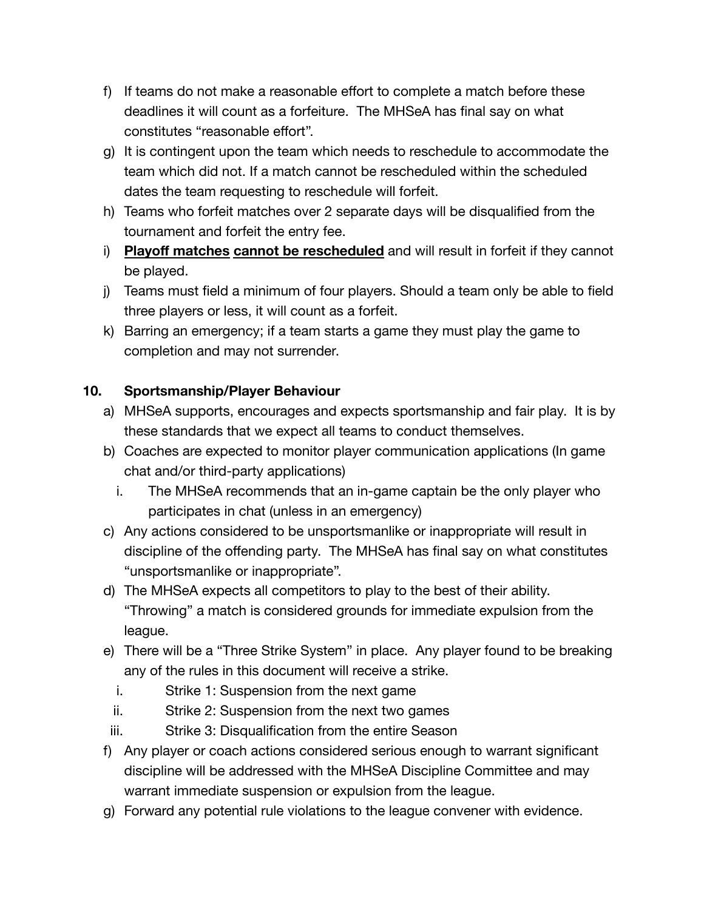f) If teams do not make a reasonable effort to complete a match before these deadlines it will count as a forfeiture. The MHSeA has final say on what constitutes "reasonable effort".

g) It is contingent upon the team which needs to reschedule to accommodate the team which did not. If a match cannot be rescheduled within the scheduled dates the team requesting to reschedule will forfeit.

h) Teams who forfeit matches over 2 separate days will be disqualified from the tournament and forfeit the entry fee.

i) **<u>Playoff matches</u> <u>cannot be rescheduled</u>** and will result in forfeit if they cannot be played.

j) Teams must field a minimum of four players. Should a team only be able to field three players or less, it will count as a forfeit.

k) Barring an emergency; if a team starts a game they must play the game to completion and may not surrender.

## 10. Sportsmanship/Player Behaviour

a) MHSeA supports, encourages and expects sportsmanship and fair play. It is by these standards that we expect all teams to conduct themselves.

b) Coaches are expected to monitor player communication applications (In game chat and/or third-party applications)

   i. The MHSeA recommends that an in-game captain be the only player who participates in chat (unless in an emergency)

c) Any actions considered to be unsportsmanlike or inappropriate will result in discipline of the offending party. The MHSeA has final say on what constitutes "unsportsmanlike or inappropriate".

d) The MHSeA expects all competitors to play to the best of their ability. "Throwing" a match is considered grounds for immediate expulsion from the league.

e) There will be a "Three Strike System" in place. Any player found to be breaking any of the rules in this document will receive a strike.

   i. Strike 1: Suspension from the next game
   ii. Strike 2: Suspension from the next two games
   iii. Strike 3: Disqualification from the entire Season

f) Any player or coach actions considered serious enough to warrant significant discipline will be addressed with the MHSeA Discipline Committee and may warrant immediate suspension or expulsion from the league.

g) Forward any potential rule violations to the league convener with evidence.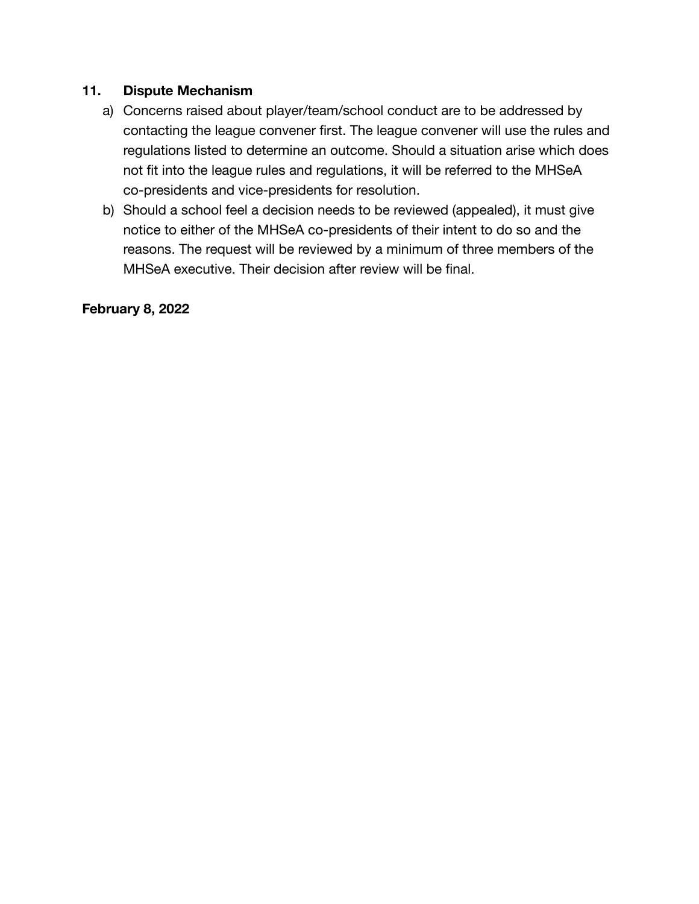**11. Dispute Mechanism**

a) Concerns raised about player/team/school conduct are to be addressed by contacting the league convener first. The league convener will use the rules and regulations listed to determine an outcome. Should a situation arise which does not fit into the league rules and regulations, it will be referred to the MHSeA co-presidents and vice-presidents for resolution.

b) Should a school feel a decision needs to be reviewed (appealed), it must give notice to either of the MHSeA co-presidents of their intent to do so and the reasons. The request will be reviewed by a minimum of three members of the MHSeA executive. Their decision after review will be final.

**February 8, 2022**